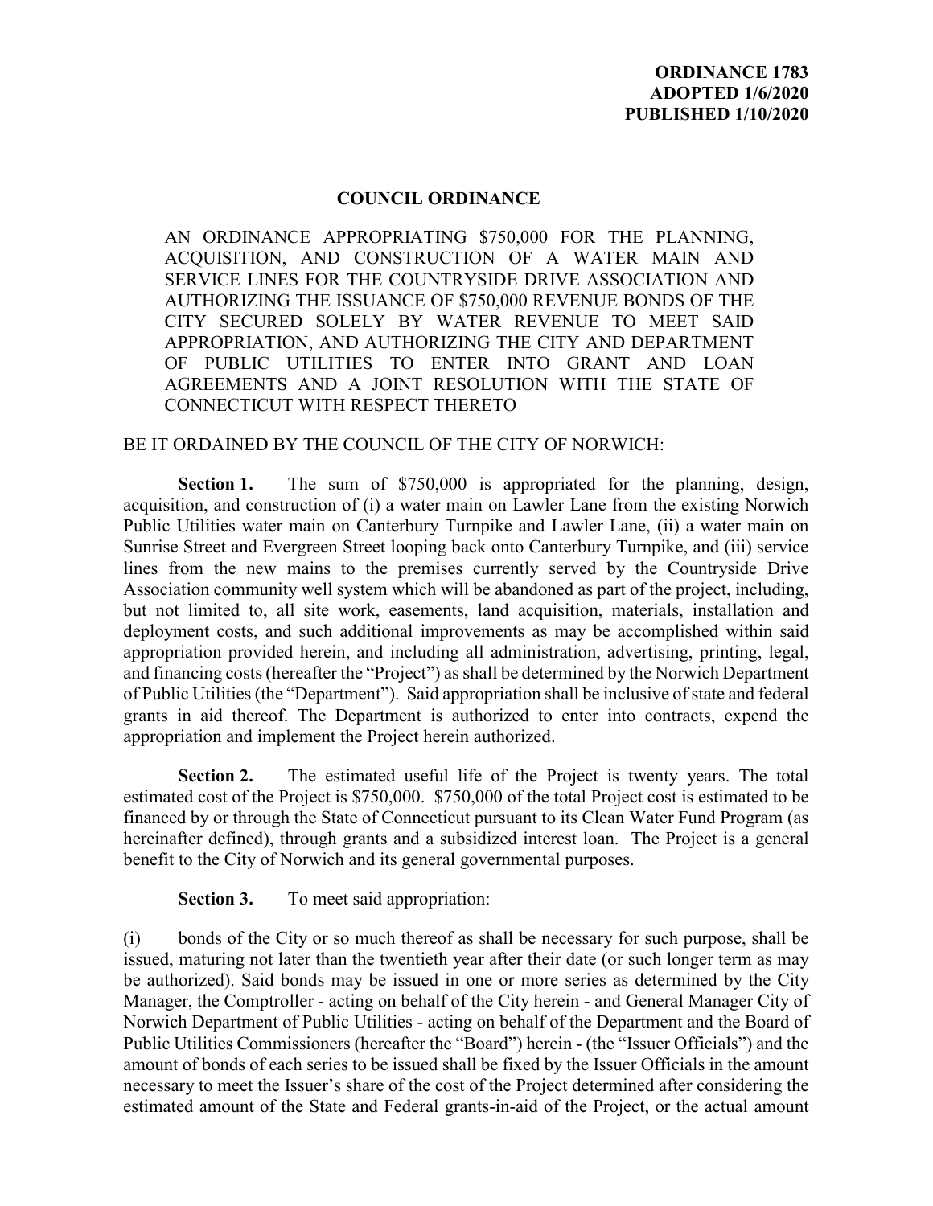**ORDINANCE 1783**
**ADOPTED 1/6/2020**
**PUBLISHED 1/10/2020**

# COUNCIL ORDINANCE

AN ORDINANCE APPROPRIATING $750,000 FOR THE PLANNING, ACQUISITION, AND CONSTRUCTION OF A WATER MAIN AND SERVICE LINES FOR THE COUNTRYSIDE DRIVE ASSOCIATION AND AUTHORIZING THE ISSUANCE OF $750,000 REVENUE BONDS OF THE CITY SECURED SOLELY BY WATER REVENUE TO MEET SAID APPROPRIATION, AND AUTHORIZING THE CITY AND DEPARTMENT OF PUBLIC UTILITIES TO ENTER INTO GRANT AND LOAN AGREEMENTS AND A JOINT RESOLUTION WITH THE STATE OF CONNECTICUT WITH RESPECT THERETO

BE IT ORDAINED BY THE COUNCIL OF THE CITY OF NORWICH:

**Section 1.** The sum of $750,000 is appropriated for the planning, design, acquisition, and construction of (i) a water main on Lawler Lane from the existing Norwich Public Utilities water main on Canterbury Turnpike and Lawler Lane, (ii) a water main on Sunrise Street and Evergreen Street looping back onto Canterbury Turnpike, and (iii) service lines from the new mains to the premises currently served by the Countryside Drive Association community well system which will be abandoned as part of the project, including, but not limited to, all site work, easements, land acquisition, materials, installation and deployment costs, and such additional improvements as may be accomplished within said appropriation provided herein, and including all administration, advertising, printing, legal, and financing costs (hereafter the "Project") as shall be determined by the Norwich Department of Public Utilities (the "Department"). Said appropriation shall be inclusive of state and federal grants in aid thereof. The Department is authorized to enter into contracts, expend the appropriation and implement the Project herein authorized.

**Section 2.** The estimated useful life of the Project is twenty years. The total estimated cost of the Project is $750,000. $750,000 of the total Project cost is estimated to be financed by or through the State of Connecticut pursuant to its Clean Water Fund Program (as hereinafter defined), through grants and a subsidized interest loan. The Project is a general benefit to the City of Norwich and its general governmental purposes.

**Section 3.** To meet said appropriation:

(i) bonds of the City or so much thereof as shall be necessary for such purpose, shall be issued, maturing not later than the twentieth year after their date (or such longer term as may be authorized). Said bonds may be issued in one or more series as determined by the City Manager, the Comptroller - acting on behalf of the City herein - and General Manager City of Norwich Department of Public Utilities - acting on behalf of the Department and the Board of Public Utilities Commissioners (hereafter the "Board") herein - (the "Issuer Officials") and the amount of bonds of each series to be issued shall be fixed by the Issuer Officials in the amount necessary to meet the Issuer's share of the cost of the Project determined after considering the estimated amount of the State and Federal grants-in-aid of the Project, or the actual amount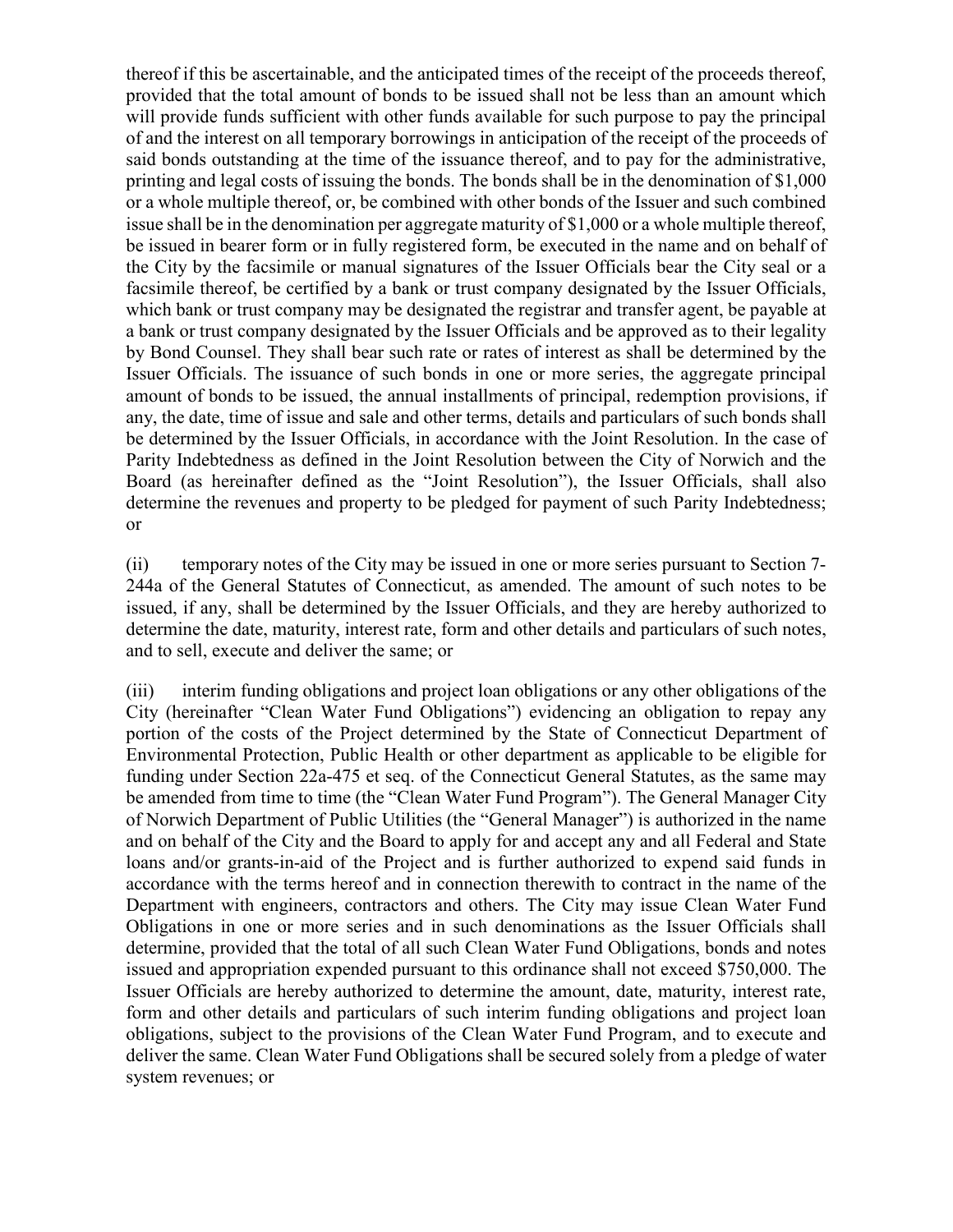thereof if this be ascertainable, and the anticipated times of the receipt of the proceeds thereof, provided that the total amount of bonds to be issued shall not be less than an amount which will provide funds sufficient with other funds available for such purpose to pay the principal of and the interest on all temporary borrowings in anticipation of the receipt of the proceeds of said bonds outstanding at the time of the issuance thereof, and to pay for the administrative, printing and legal costs of issuing the bonds. The bonds shall be in the denomination of $1,000 or a whole multiple thereof, or, be combined with other bonds of the Issuer and such combined issue shall be in the denomination per aggregate maturity of $1,000 or a whole multiple thereof, be issued in bearer form or in fully registered form, be executed in the name and on behalf of the City by the facsimile or manual signatures of the Issuer Officials bear the City seal or a facsimile thereof, be certified by a bank or trust company designated by the Issuer Officials, which bank or trust company may be designated the registrar and transfer agent, be payable at a bank or trust company designated by the Issuer Officials and be approved as to their legality by Bond Counsel. They shall bear such rate or rates of interest as shall be determined by the Issuer Officials. The issuance of such bonds in one or more series, the aggregate principal amount of bonds to be issued, the annual installments of principal, redemption provisions, if any, the date, time of issue and sale and other terms, details and particulars of such bonds shall be determined by the Issuer Officials, in accordance with the Joint Resolution. In the case of Parity Indebtedness as defined in the Joint Resolution between the City of Norwich and the Board (as hereinafter defined as the "Joint Resolution"), the Issuer Officials, shall also determine the revenues and property to be pledged for payment of such Parity Indebtedness; or

(ii) temporary notes of the City may be issued in one or more series pursuant to Section 7-244a of the General Statutes of Connecticut, as amended. The amount of such notes to be issued, if any, shall be determined by the Issuer Officials, and they are hereby authorized to determine the date, maturity, interest rate, form and other details and particulars of such notes, and to sell, execute and deliver the same; or

(iii) interim funding obligations and project loan obligations or any other obligations of the City (hereinafter "Clean Water Fund Obligations") evidencing an obligation to repay any portion of the costs of the Project determined by the State of Connecticut Department of Environmental Protection, Public Health or other department as applicable to be eligible for funding under Section 22a-475 et seq. of the Connecticut General Statutes, as the same may be amended from time to time (the "Clean Water Fund Program"). The General Manager City of Norwich Department of Public Utilities (the "General Manager") is authorized in the name and on behalf of the City and the Board to apply for and accept any and all Federal and State loans and/or grants-in-aid of the Project and is further authorized to expend said funds in accordance with the terms hereof and in connection therewith to contract in the name of the Department with engineers, contractors and others. The City may issue Clean Water Fund Obligations in one or more series and in such denominations as the Issuer Officials shall determine, provided that the total of all such Clean Water Fund Obligations, bonds and notes issued and appropriation expended pursuant to this ordinance shall not exceed $750,000. The Issuer Officials are hereby authorized to determine the amount, date, maturity, interest rate, form and other details and particulars of such interim funding obligations and project loan obligations, subject to the provisions of the Clean Water Fund Program, and to execute and deliver the same. Clean Water Fund Obligations shall be secured solely from a pledge of water system revenues; or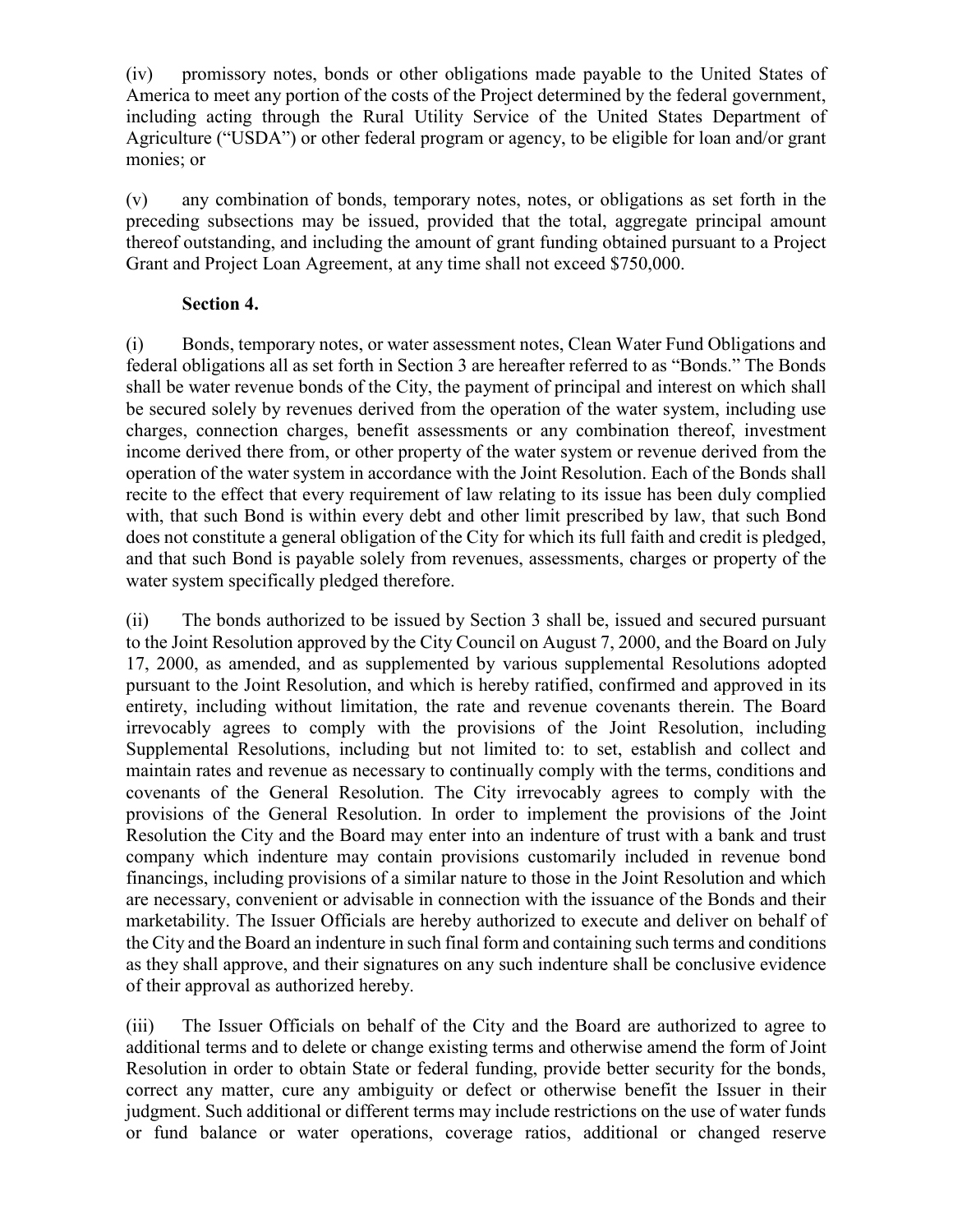(iv) promissory notes, bonds or other obligations made payable to the United States of America to meet any portion of the costs of the Project determined by the federal government, including acting through the Rural Utility Service of the United States Department of Agriculture ("USDA") or other federal program or agency, to be eligible for loan and/or grant monies; or

(v) any combination of bonds, temporary notes, notes, or obligations as set forth in the preceding subsections may be issued, provided that the total, aggregate principal amount thereof outstanding, and including the amount of grant funding obtained pursuant to a Project Grant and Project Loan Agreement, at any time shall not exceed $750,000.

**Section 4.**

(i) Bonds, temporary notes, or water assessment notes, Clean Water Fund Obligations and federal obligations all as set forth in Section 3 are hereafter referred to as "Bonds." The Bonds shall be water revenue bonds of the City, the payment of principal and interest on which shall be secured solely by revenues derived from the operation of the water system, including use charges, connection charges, benefit assessments or any combination thereof, investment income derived there from, or other property of the water system or revenue derived from the operation of the water system in accordance with the Joint Resolution. Each of the Bonds shall recite to the effect that every requirement of law relating to its issue has been duly complied with, that such Bond is within every debt and other limit prescribed by law, that such Bond does not constitute a general obligation of the City for which its full faith and credit is pledged, and that such Bond is payable solely from revenues, assessments, charges or property of the water system specifically pledged therefore.

(ii) The bonds authorized to be issued by Section 3 shall be, issued and secured pursuant to the Joint Resolution approved by the City Council on August 7, 2000, and the Board on July 17, 2000, as amended, and as supplemented by various supplemental Resolutions adopted pursuant to the Joint Resolution, and which is hereby ratified, confirmed and approved in its entirety, including without limitation, the rate and revenue covenants therein. The Board irrevocably agrees to comply with the provisions of the Joint Resolution, including Supplemental Resolutions, including but not limited to: to set, establish and collect and maintain rates and revenue as necessary to continually comply with the terms, conditions and covenants of the General Resolution. The City irrevocably agrees to comply with the provisions of the General Resolution. In order to implement the provisions of the Joint Resolution the City and the Board may enter into an indenture of trust with a bank and trust company which indenture may contain provisions customarily included in revenue bond financings, including provisions of a similar nature to those in the Joint Resolution and which are necessary, convenient or advisable in connection with the issuance of the Bonds and their marketability. The Issuer Officials are hereby authorized to execute and deliver on behalf of the City and the Board an indenture in such final form and containing such terms and conditions as they shall approve, and their signatures on any such indenture shall be conclusive evidence of their approval as authorized hereby.

(iii) The Issuer Officials on behalf of the City and the Board are authorized to agree to additional terms and to delete or change existing terms and otherwise amend the form of Joint Resolution in order to obtain State or federal funding, provide better security for the bonds, correct any matter, cure any ambiguity or defect or otherwise benefit the Issuer in their judgment. Such additional or different terms may include restrictions on the use of water funds or fund balance or water operations, coverage ratios, additional or changed reserve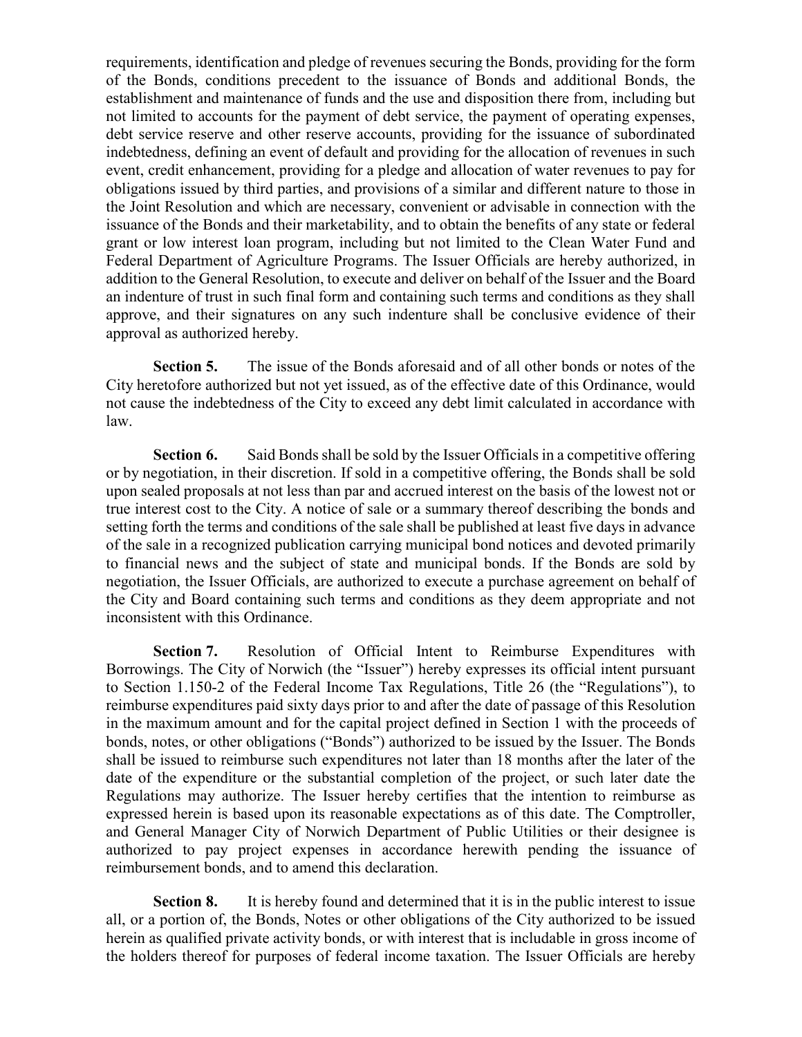requirements, identification and pledge of revenues securing the Bonds, providing for the form of the Bonds, conditions precedent to the issuance of Bonds and additional Bonds, the establishment and maintenance of funds and the use and disposition there from, including but not limited to accounts for the payment of debt service, the payment of operating expenses, debt service reserve and other reserve accounts, providing for the issuance of subordinated indebtedness, defining an event of default and providing for the allocation of revenues in such event, credit enhancement, providing for a pledge and allocation of water revenues to pay for obligations issued by third parties, and provisions of a similar and different nature to those in the Joint Resolution and which are necessary, convenient or advisable in connection with the issuance of the Bonds and their marketability, and to obtain the benefits of any state or federal grant or low interest loan program, including but not limited to the Clean Water Fund and Federal Department of Agriculture Programs. The Issuer Officials are hereby authorized, in addition to the General Resolution, to execute and deliver on behalf of the Issuer and the Board an indenture of trust in such final form and containing such terms and conditions as they shall approve, and their signatures on any such indenture shall be conclusive evidence of their approval as authorized hereby.

**Section 5.** The issue of the Bonds aforesaid and of all other bonds or notes of the City heretofore authorized but not yet issued, as of the effective date of this Ordinance, would not cause the indebtedness of the City to exceed any debt limit calculated in accordance with law.

**Section 6.** Said Bonds shall be sold by the Issuer Officials in a competitive offering or by negotiation, in their discretion. If sold in a competitive offering, the Bonds shall be sold upon sealed proposals at not less than par and accrued interest on the basis of the lowest not or true interest cost to the City. A notice of sale or a summary thereof describing the bonds and setting forth the terms and conditions of the sale shall be published at least five days in advance of the sale in a recognized publication carrying municipal bond notices and devoted primarily to financial news and the subject of state and municipal bonds. If the Bonds are sold by negotiation, the Issuer Officials, are authorized to execute a purchase agreement on behalf of the City and Board containing such terms and conditions as they deem appropriate and not inconsistent with this Ordinance.

**Section 7.** Resolution of Official Intent to Reimburse Expenditures with Borrowings. The City of Norwich (the "Issuer") hereby expresses its official intent pursuant to Section 1.150-2 of the Federal Income Tax Regulations, Title 26 (the "Regulations"), to reimburse expenditures paid sixty days prior to and after the date of passage of this Resolution in the maximum amount and for the capital project defined in Section 1 with the proceeds of bonds, notes, or other obligations ("Bonds") authorized to be issued by the Issuer. The Bonds shall be issued to reimburse such expenditures not later than 18 months after the later of the date of the expenditure or the substantial completion of the project, or such later date the Regulations may authorize. The Issuer hereby certifies that the intention to reimburse as expressed herein is based upon its reasonable expectations as of this date. The Comptroller, and General Manager City of Norwich Department of Public Utilities or their designee is authorized to pay project expenses in accordance herewith pending the issuance of reimbursement bonds, and to amend this declaration.

**Section 8.** It is hereby found and determined that it is in the public interest to issue all, or a portion of, the Bonds, Notes or other obligations of the City authorized to be issued herein as qualified private activity bonds, or with interest that is includable in gross income of the holders thereof for purposes of federal income taxation. The Issuer Officials are hereby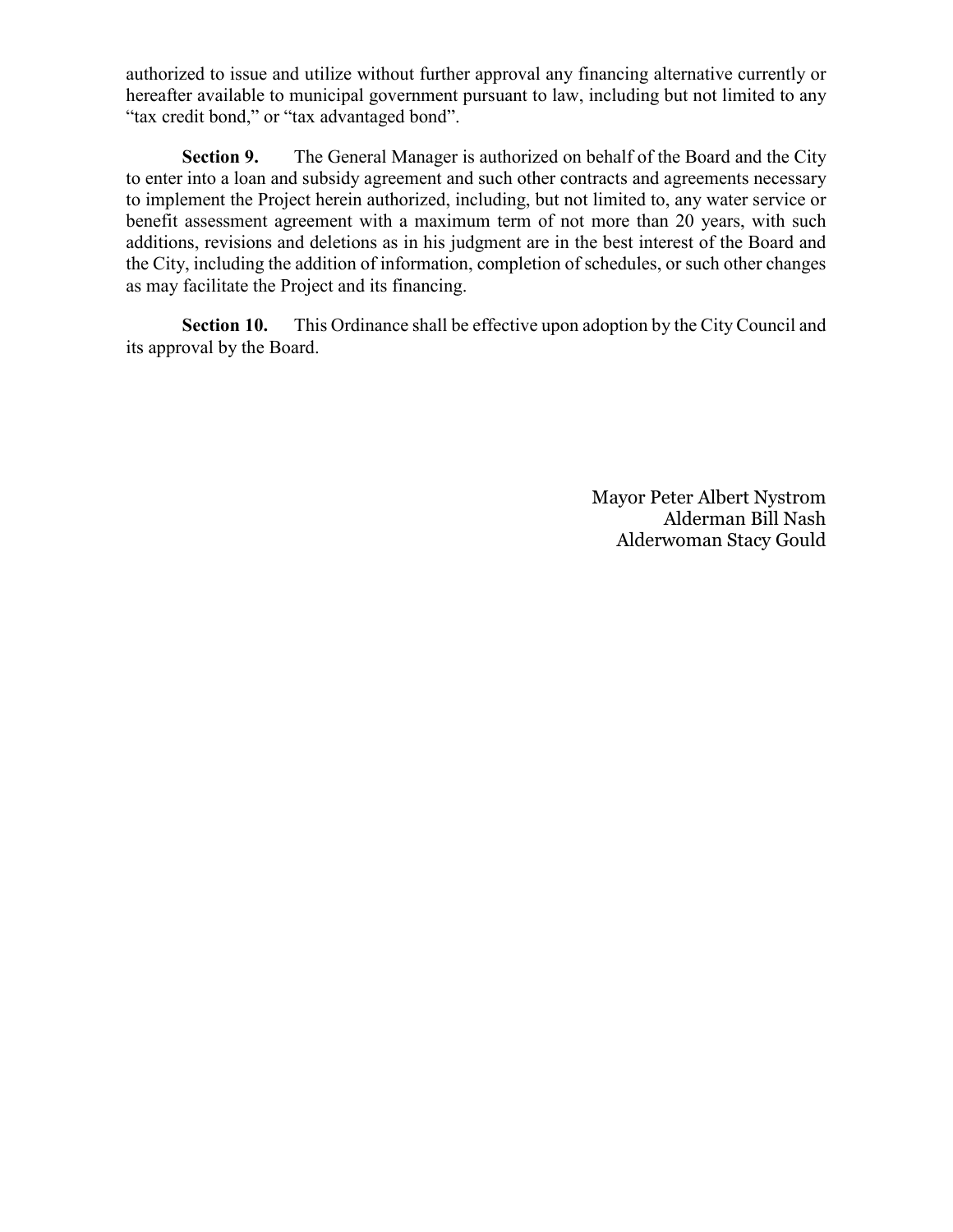authorized to issue and utilize without further approval any financing alternative currently or hereafter available to municipal government pursuant to law, including but not limited to any "tax credit bond," or "tax advantaged bond".

**Section 9.** The General Manager is authorized on behalf of the Board and the City to enter into a loan and subsidy agreement and such other contracts and agreements necessary to implement the Project herein authorized, including, but not limited to, any water service or benefit assessment agreement with a maximum term of not more than 20 years, with such additions, revisions and deletions as in his judgment are in the best interest of the Board and the City, including the addition of information, completion of schedules, or such other changes as may facilitate the Project and its financing.

**Section 10.** This Ordinance shall be effective upon adoption by the City Council and its approval by the Board.

Mayor Peter Albert Nystrom
Alderman Bill Nash
Alderwoman Stacy Gould